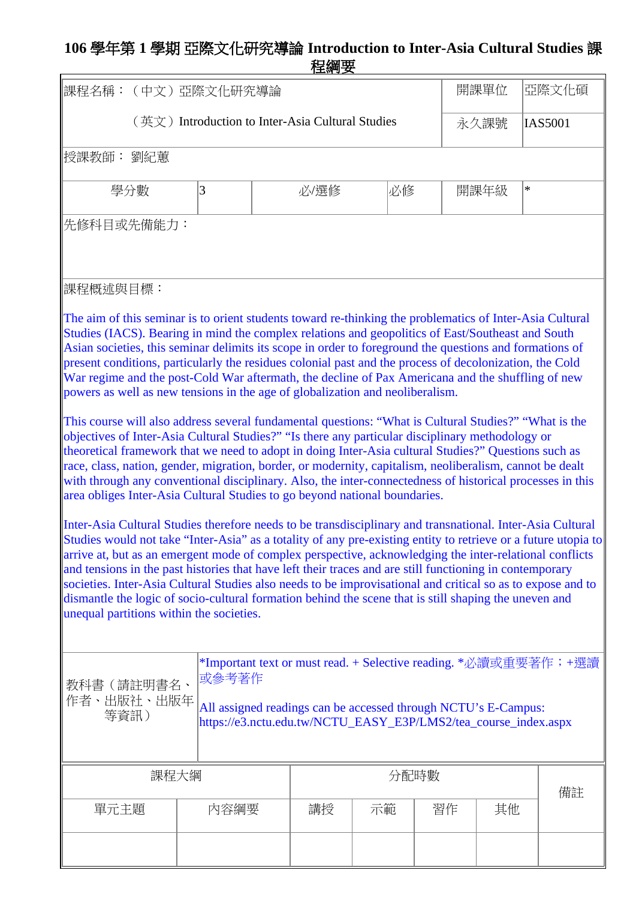# 106 學年第 1 學期 亞際文化研究導論 Introduction to Inter-Asia Cultural Studies 課程綱要

| 課程名稱：（中文）亞際文化研究導論 | | | | 開課單位 | 亞際文化碩 |
|---|---|---|---|---|---|
| （英文）Introduction to Inter-Asia Cultural Studies | | | | 永久課號 | IAS5001 |
| 授課教師： 劉紀蕙 | | | | | |
| 學分數 | 3 | 必/選修 | 必修 | 開課年級 | * |

先修科目或先備能力：

課程概述與目標：

The aim of this seminar is to orient students toward re-thinking the problematics of Inter-Asia Cultural Studies (IACS). Bearing in mind the complex relations and geopolitics of East/Southeast and South Asian societies, this seminar delimits its scope in order to foreground the questions and formations of present conditions, particularly the residues colonial past and the process of decolonization, the Cold War regime and the post-Cold War aftermath, the decline of Pax Americana and the shuffling of new powers as well as new tensions in the age of globalization and neoliberalism.

This course will also address several fundamental questions: "What is Cultural Studies?" "What is the objectives of Inter-Asia Cultural Studies?" "Is there any particular disciplinary methodology or theoretical framework that we need to adopt in doing Inter-Asia cultural Studies?" Questions such as race, class, nation, gender, migration, border, or modernity, capitalism, neoliberalism, cannot be dealt with through any conventional disciplinary. Also, the inter-connectedness of historical processes in this area obliges Inter-Asia Cultural Studies to go beyond national boundaries.

Inter-Asia Cultural Studies therefore needs to be transdisciplinary and transnational. Inter-Asia Cultural Studies would not take "Inter-Asia" as a totality of any pre-existing entity to retrieve or a future utopia to arrive at, but as an emergent mode of complex perspective, acknowledging the inter-relational conflicts and tensions in the past histories that have left their traces and are still functioning in contemporary societies. Inter-Asia Cultural Studies also needs to be improvisational and critical so as to expose and to dismantle the logic of socio-cultural formation behind the scene that is still shaping the uneven and unequal partitions within the societies.

| 教科書（請註明書名、作者、出版社、出版年等資訊） | *Important text or must read. + Selective reading. *必讀或重要著作；+選讀或參考著作<br><br>All assigned readings can be accessed through NCTU's E-Campus: https://e3.nctu.edu.tw/NCTU_EASY_E3P/LMS2/tea_course_index.aspx |
|---|---|

| 課程大綱 | | 分配時數 | | | | 備註 |
|---|---|---|---|---|---|---|
| 單元主題 | 內容綱要 | 講授 | 示範 | 習作 | 其他 | |
| | | | | | | |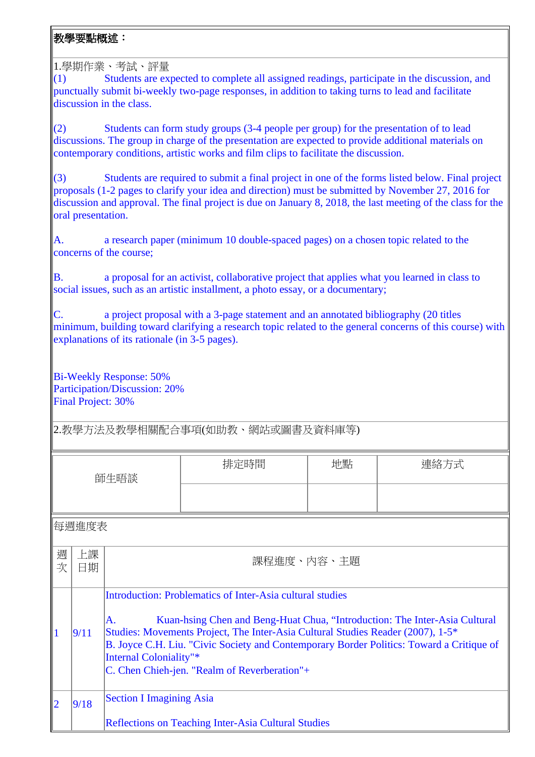**教學要點概述：**

1.學期作業、考試、評量

(1) Students are expected to complete all assigned readings, participate in the discussion, and punctually submit bi-weekly two-page responses, in addition to taking turns to lead and facilitate discussion in the class.

(2) Students can form study groups (3-4 people per group) for the presentation of to lead discussions. The group in charge of the presentation are expected to provide additional materials on contemporary conditions, artistic works and film clips to facilitate the discussion.

(3) Students are required to submit a final project in one of the forms listed below. Final project proposals (1-2 pages to clarify your idea and direction) must be submitted by November 27, 2016 for discussion and approval. The final project is due on January 8, 2018, the last meeting of the class for the oral presentation.

A. a research paper (minimum 10 double-spaced pages) on a chosen topic related to the concerns of the course;

B. a proposal for an activist, collaborative project that applies what you learned in class to social issues, such as an artistic installment, a photo essay, or a documentary;

C. a project proposal with a 3-page statement and an annotated bibliography (20 titles minimum, building toward clarifying a research topic related to the general concerns of this course) with explanations of its rationale (in 3-5 pages).

Bi-Weekly Response: 50%
Participation/Discussion: 20%
Final Project: 30%

2.教學方法及教學相關配合事項(如助教、網站或圖書及資料庫等)

| 師生晤談 | 排定時間 | 地點 | 連絡方式 |
|---|---|---|---|
| | | | |

每週進度表

| 週次 | 上課日期 | 課程進度、內容、主題 |
|---|---|---|
| 1 | 9/11 | Introduction: Problematics of Inter-Asia cultural studies<br><br>A. Kuan-hsing Chen and Beng-Huat Chua, "Introduction: The Inter-Asia Cultural Studies: Movements Project, The Inter-Asia Cultural Studies Reader (2007), 1-5*<br>B. Joyce C.H. Liu. "Civic Society and Contemporary Border Politics: Toward a Critique of Internal Coloniality"*<br>C. Chen Chieh-jen. "Realm of Reverberation"+ |
| 2 | 9/18 | Section I Imagining Asia<br><br>Reflections on Teaching Inter-Asia Cultural Studies |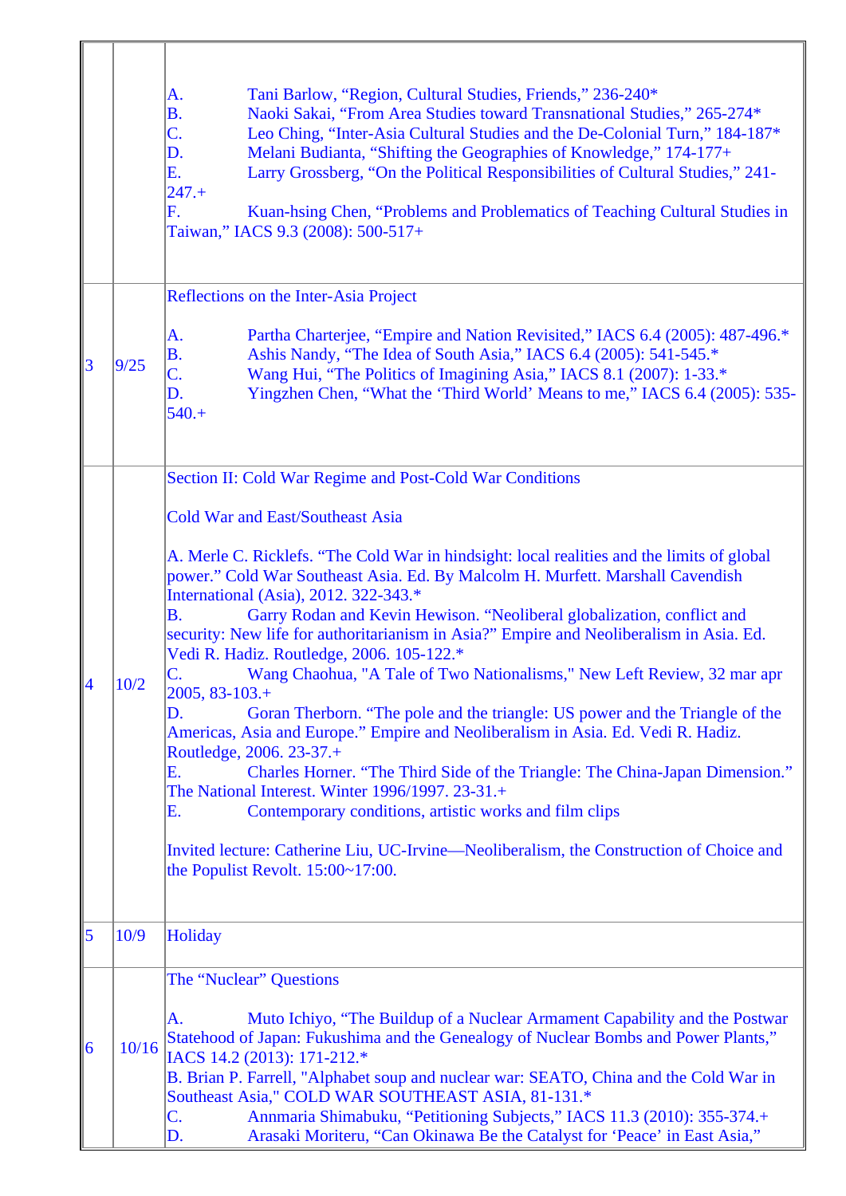| | | |
|---|---|---|
| | | A. Tani Barlow, "Region, Cultural Studies, Friends," 236-240*<br>B. Naoki Sakai, "From Area Studies toward Transnational Studies," 265-274*<br>C. Leo Ching, "Inter-Asia Cultural Studies and the De-Colonial Turn," 184-187*<br>D. Melani Budianta, "Shifting the Geographies of Knowledge," 174-177+<br>E. Larry Grossberg, "On the Political Responsibilities of Cultural Studies," 241-247.+<br>F. Kuan-hsing Chen, "Problems and Problematics of Teaching Cultural Studies in Taiwan," IACS 9.3 (2008): 500-517+ |
| 3 | 9/25 | Reflections on the Inter-Asia Project<br><br>A. Partha Charterjee, "Empire and Nation Revisited," IACS 6.4 (2005): 487-496.*<br>B. Ashis Nandy, "The Idea of South Asia," IACS 6.4 (2005): 541-545.*<br>C. Wang Hui, "The Politics of Imagining Asia," IACS 8.1 (2007): 1-33.*<br>D. Yingzhen Chen, "What the 'Third World' Means to me," IACS 6.4 (2005): 535-540.+ |
| 4 | 10/2 | Section II: Cold War Regime and Post-Cold War Conditions<br><br>Cold War and East/Southeast Asia<br><br>A. Merle C. Ricklefs. "The Cold War in hindsight: local realities and the limits of global power." Cold War Southeast Asia. Ed. By Malcolm H. Murfett. Marshall Cavendish International (Asia), 2012. 322-343.*<br>B. Garry Rodan and Kevin Hewison. "Neoliberal globalization, conflict and security: New life for authoritarianism in Asia?" Empire and Neoliberalism in Asia. Ed. Vedi R. Hadiz. Routledge, 2006. 105-122.*<br>C. Wang Chaohua, "A Tale of Two Nationalisms," New Left Review, 32 mar apr 2005, 83-103.+<br>D. Goran Therborn. "The pole and the triangle: US power and the Triangle of the Americas, Asia and Europe." Empire and Neoliberalism in Asia. Ed. Vedi R. Hadiz. Routledge, 2006. 23-37.+<br>E. Charles Horner. "The Third Side of the Triangle: The China-Japan Dimension." The National Interest. Winter 1996/1997. 23-31.+<br>E. Contemporary conditions, artistic works and film clips<br><br>Invited lecture: Catherine Liu, UC-Irvine—Neoliberalism, the Construction of Choice and the Populist Revolt. 15:00~17:00. |
| 5 | 10/9 | Holiday |
| 6 | 10/16 | The "Nuclear" Questions<br><br>A. Muto Ichiyo, "The Buildup of a Nuclear Armament Capability and the Postwar Statehood of Japan: Fukushima and the Genealogy of Nuclear Bombs and Power Plants," IACS 14.2 (2013): 171-212.*<br>B. Brian P. Farrell, "Alphabet soup and nuclear war: SEATO, China and the Cold War in Southeast Asia," COLD WAR SOUTHEAST ASIA, 81-131.*<br>C. Annmaria Shimabuku, "Petitioning Subjects," IACS 11.3 (2010): 355-374.+<br>D. Arasaki Moriteru, "Can Okinawa Be the Catalyst for 'Peace' in East Asia," |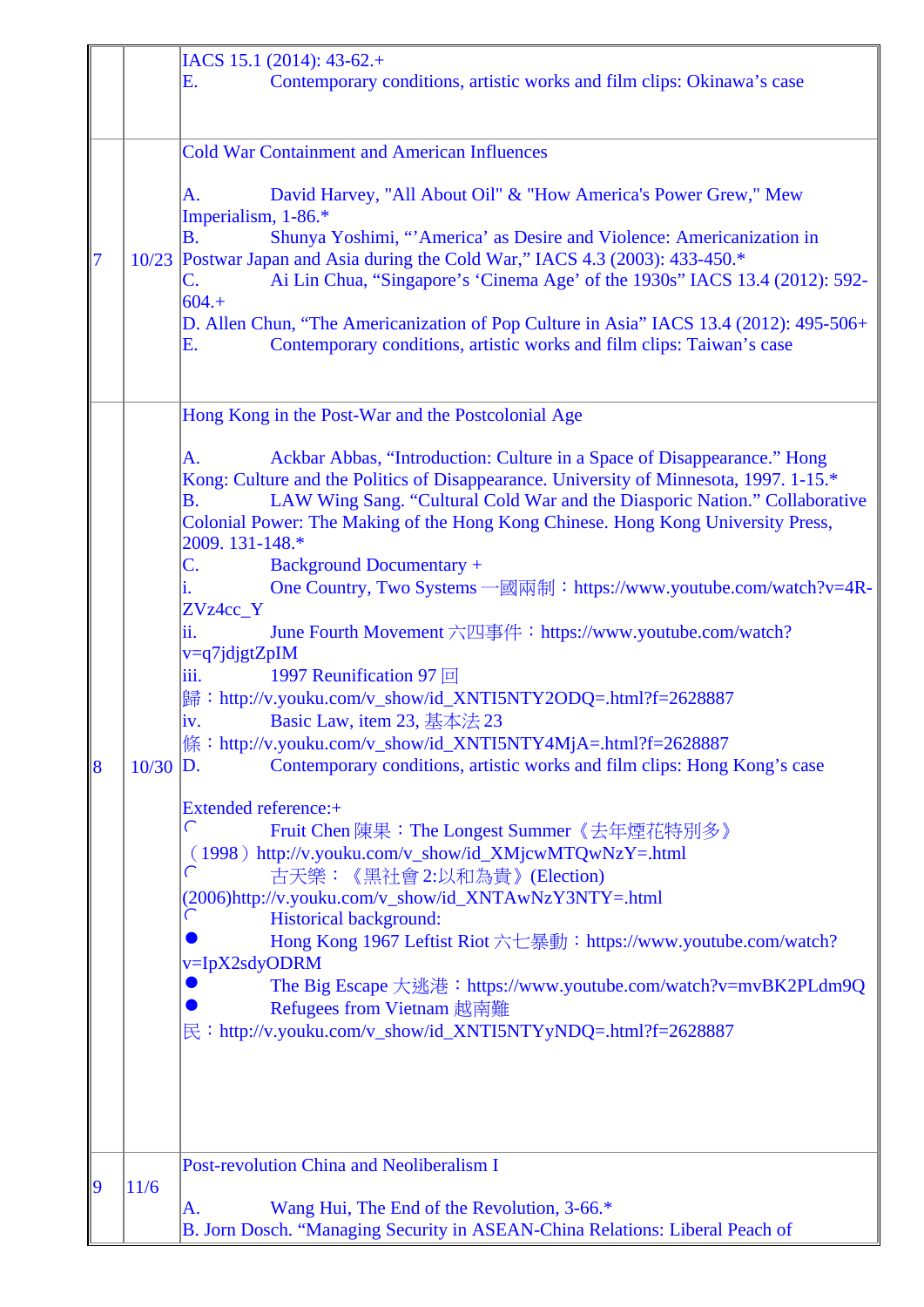| | | |
|---|---|---|
| | | IACS 15.1 (2014): 43-62.+<br>E. Contemporary conditions, artistic works and film clips: Okinawa's case |
| 7 | 10/23 | Cold War Containment and American Influences<br><br>A. David Harvey, "All About Oil" & "How America's Power Grew," Mew Imperialism, 1-86.*<br>B. Shunya Yoshimi, "'America' as Desire and Violence: Americanization in Postwar Japan and Asia during the Cold War," IACS 4.3 (2003): 433-450.*<br>C. Ai Lin Chua, "Singapore's 'Cinema Age' of the 1930s" IACS 13.4 (2012): 592-604.+<br>D. Allen Chun, "The Americanization of Pop Culture in Asia" IACS 13.4 (2012): 495-506+<br>E. Contemporary conditions, artistic works and film clips: Taiwan's case |
| 8 | 10/30 | Hong Kong in the Post-War and the Postcolonial Age<br><br>A. Ackbar Abbas, "Introduction: Culture in a Space of Disappearance." Hong Kong: Culture and the Politics of Disappearance. University of Minnesota, 1997. 1-15.*<br>B. LAW Wing Sang. "Cultural Cold War and the Diasporic Nation." Collaborative Colonial Power: The Making of the Hong Kong Chinese. Hong Kong University Press, 2009. 131-148.*<br>C. Background Documentary +<br>i. One Country, Two Systems 一國兩制：https://www.youtube.com/watch?v=4R-ZVz4cc_Y<br>ii. June Fourth Movement 六四事件：https://www.youtube.com/watch?v=q7jdjgtZpIM<br>iii. 1997 Reunification 97 回歸：http://v.youku.com/v_show/id_XNTI5NTY2ODQ=.html?f=2628887<br>iv. Basic Law, item 23, 基本法 23 條：http://v.youku.com/v_show/id_XNTI5NTY4MjA=.html?f=2628887<br>D. Contemporary conditions, artistic works and film clips: Hong Kong's case<br><br>Extended reference:+<br>◌ Fruit Chen 陳果：The Longest Summer《去年煙花特別多》（1998）http://v.youku.com/v_show/id_XMjcwMTQwNzY=.html<br>◌ 古天樂：《黑社會 2:以和為貴》(Election) (2006)http://v.youku.com/v_show/id_XNTAwNzY3NTY=.html<br>◌ Historical background:<br>● Hong Kong 1967 Leftist Riot 六七暴動：https://www.youtube.com/watch?v=IpX2sdyODRM<br>● The Big Escape 大逃港：https://www.youtube.com/watch?v=mvBK2PLdm9Q<br>● Refugees from Vietnam 越南難民：http://v.youku.com/v_show/id_XNTI5NTYyNDQ=.html?f=2628887 |
| 9 | 11/6 | Post-revolution China and Neoliberalism I<br><br>A. Wang Hui, The End of the Revolution, 3-66.*<br>B. Jorn Dosch. "Managing Security in ASEAN-China Relations: Liberal Peach of |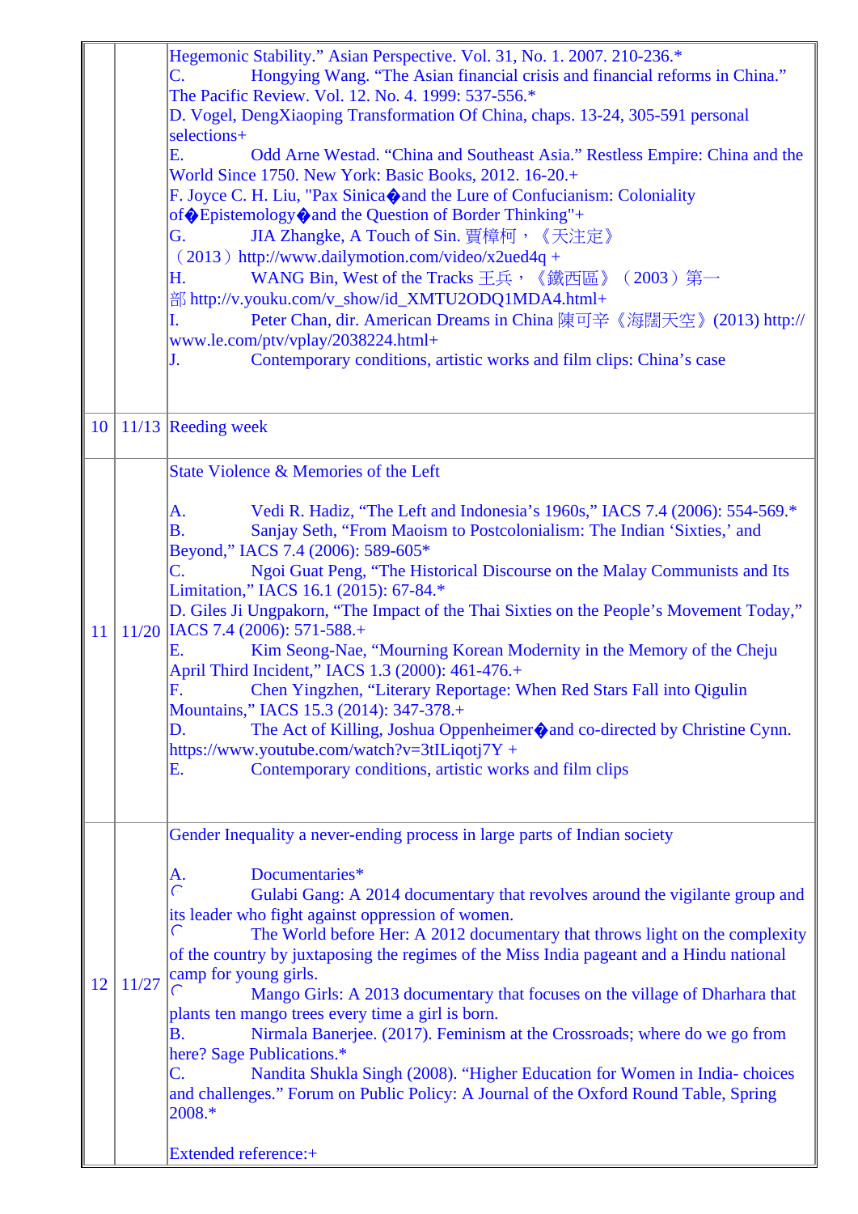| | | |
|---|---|---|
| | | Hegemonic Stability." Asian Perspective. Vol. 31, No. 1. 2007. 210-236.*<br>C. Hongying Wang. "The Asian financial crisis and financial reforms in China." The Pacific Review. Vol. 12. No. 4. 1999: 537-556.*<br>D. Vogel, DengXiaoping Transformation Of China, chaps. 13-24, 305-591 personal selections+<br>E. Odd Arne Westad. "China and Southeast Asia." Restless Empire: China and the World Since 1750. New York: Basic Books, 2012. 16-20.+<br>F. Joyce C. H. Liu, "Pax Sinica�and the Lure of Confucianism: Coloniality of�Epistemology�and the Question of Border Thinking"+<br>G. JIA Zhangke, A Touch of Sin. 賈樟柯，《天注定》（2013）http://www.dailymotion.com/video/x2ued4q +<br>H. WANG Bin, West of the Tracks 王兵，《鐵西區》（2003）第一部 http://v.youku.com/v_show/id_XMTU2ODQ1MDA4.html+<br>I. Peter Chan, dir. American Dreams in China 陳可辛《海闊天空》(2013) http://www.le.com/ptv/vplay/2038224.html+<br>J. Contemporary conditions, artistic works and film clips: China's case |
| 10 | 11/13 | Reeding week |
| 11 | 11/20 | State Violence & Memories of the Left<br><br>A. Vedi R. Hadiz, "The Left and Indonesia's 1960s," IACS 7.4 (2006): 554-569.*<br>B. Sanjay Seth, "From Maoism to Postcolonialism: The Indian 'Sixties,' and Beyond," IACS 7.4 (2006): 589-605*<br>C. Ngoi Guat Peng, "The Historical Discourse on the Malay Communists and Its Limitation," IACS 16.1 (2015): 67-84.*<br>D. Giles Ji Ungpakorn, "The Impact of the Thai Sixties on the People's Movement Today," IACS 7.4 (2006): 571-588.+<br>E. Kim Seong-Nae, "Mourning Korean Modernity in the Memory of the Cheju April Third Incident," IACS 1.3 (2000): 461-476.+<br>F. Chen Yingzhen, "Literary Reportage: When Red Stars Fall into Qigulin Mountains," IACS 15.3 (2014): 347-378.+<br>D. The Act of Killing, Joshua Oppenheimer�and co-directed by Christine Cynn. https://www.youtube.com/watch?v=3tILiqotj7Y +<br>E. Contemporary conditions, artistic works and film clips |
| 12 | 11/27 | Gender Inequality a never-ending process in large parts of Indian society<br><br>A. Documentaries*<br>◠ Gulabi Gang: A 2014 documentary that revolves around the vigilante group and its leader who fight against oppression of women.<br>◠ The World before Her: A 2012 documentary that throws light on the complexity of the country by juxtaposing the regimes of the Miss India pageant and a Hindu national camp for young girls.<br>◠ Mango Girls: A 2013 documentary that focuses on the village of Dharhara that plants ten mango trees every time a girl is born.<br>B. Nirmala Banerjee. (2017). Feminism at the Crossroads; where do we go from here? Sage Publications.*<br>C. Nandita Shukla Singh (2008). "Higher Education for Women in India- choices and challenges." Forum on Public Policy: A Journal of the Oxford Round Table, Spring 2008.*<br><br>Extended reference:+ |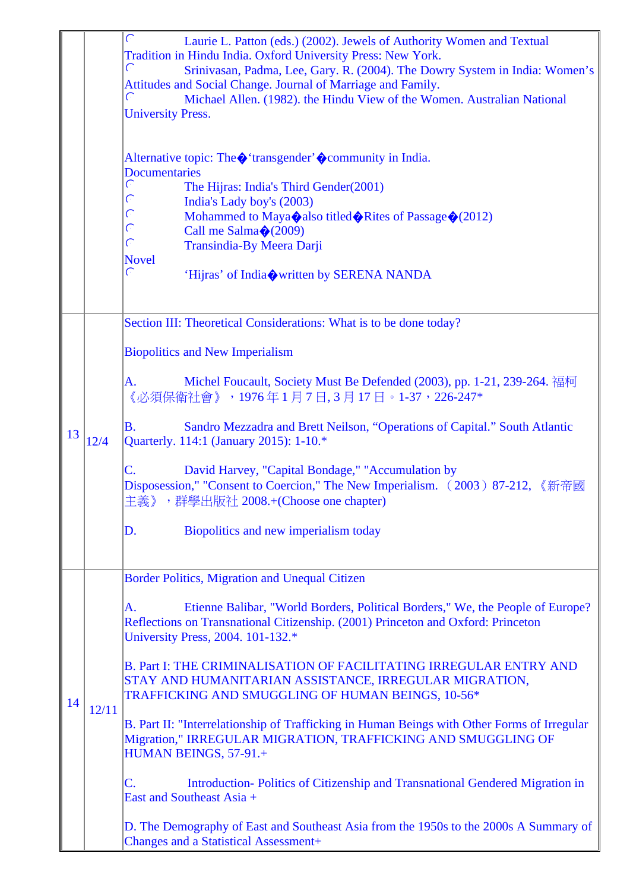| | | |
|---|---|---|
| | | ◌ Laurie L. Patton (eds.) (2002). Jewels of Authority Women and Textual Tradition in Hindu India. Oxford University Press: New York.<br>◌ Srinivasan, Padma, Lee, Gary. R. (2004). The Dowry System in India: Women's Attitudes and Social Change. Journal of Marriage and Family.<br>◌ Michael Allen. (1982). the Hindu View of the Women. Australian National University Press.<br><br>Alternative topic: The�'transgender'�community in India.<br>Documentaries<br>◌ The Hijras: India's Third Gender(2001)<br>◌ India's Lady boy's (2003)<br>◌ Mohammed to Maya�also titled�Rites of Passage�(2012)<br>◌ Call me Salma�(2009)<br>◌ Transindia-By Meera Darji<br>Novel<br>◌ 'Hijras' of India�written by SERENA NANDA |
| 13 | 12/4 | Section III: Theoretical Considerations: What is to be done today?<br><br>Biopolitics and New Imperialism<br><br>A. Michel Foucault, Society Must Be Defended (2003), pp. 1-21, 239-264. 福柯《必須保衛社會》，1976 年 1 月 7 日, 3 月 17 日。1-37，226-247*<br><br>B. Sandro Mezzadra and Brett Neilson, "Operations of Capital." South Atlantic Quarterly. 114:1 (January 2015): 1-10.*<br><br>C. David Harvey, "Capital Bondage," "Accumulation by Disposession," "Consent to Coercion," The New Imperialism. （2003）87-212, 《新帝國主義》，群學出版社 2008.+(Choose one chapter)<br><br>D. Biopolitics and new imperialism today |
| 14 | 12/11 | Border Politics, Migration and Unequal Citizen<br><br>A. Etienne Balibar, "World Borders, Political Borders," We, the People of Europe? Reflections on Transnational Citizenship. (2001) Princeton and Oxford: Princeton University Press, 2004. 101-132.*<br><br>B. Part I: THE CRIMINALISATION OF FACILITATING IRREGULAR ENTRY AND STAY AND HUMANITARIAN ASSISTANCE, IRREGULAR MIGRATION, TRAFFICKING AND SMUGGLING OF HUMAN BEINGS, 10-56*<br><br>B. Part II: "Interrelationship of Trafficking in Human Beings with Other Forms of Irregular Migration," IRREGULAR MIGRATION, TRAFFICKING AND SMUGGLING OF HUMAN BEINGS, 57-91.+<br><br>C. Introduction- Politics of Citizenship and Transnational Gendered Migration in East and Southeast Asia +<br><br>D. The Demography of East and Southeast Asia from the 1950s to the 2000s A Summary of Changes and a Statistical Assessment+ |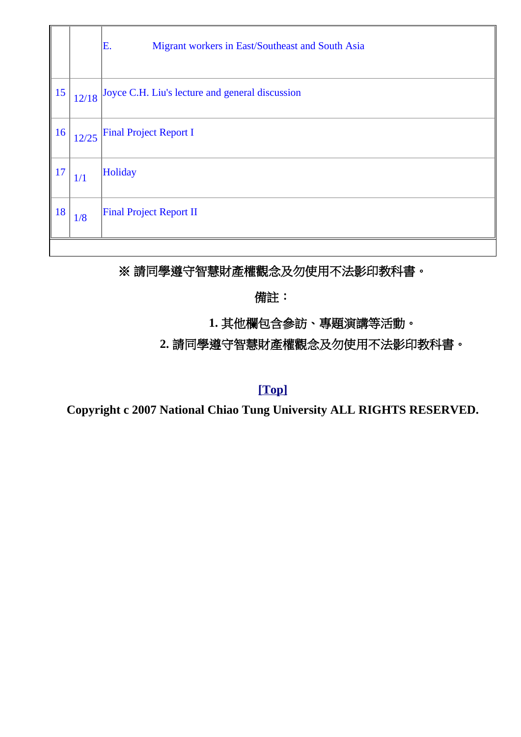| | | |
|---|---|---|
| | | E. Migrant workers in East/Southeast and South Asia |
| 15 | 12/18 | Joyce C.H. Liu's lecture and general discussion |
| 16 | 12/25 | Final Project Report I |
| 17 | 1/1 | Holiday |
| 18 | 1/8 | Final Project Report II |

**※ 請同學遵守智慧財產權觀念及勿使用不法影印教科書。**

**備註：**

**1. 其他欄包含參訪、專題演講等活動。**

**2. 請同學遵守智慧財產權觀念及勿使用不法影印教科書。**

**[Top]**

**Copyright c 2007 National Chiao Tung University ALL RIGHTS RESERVED.**